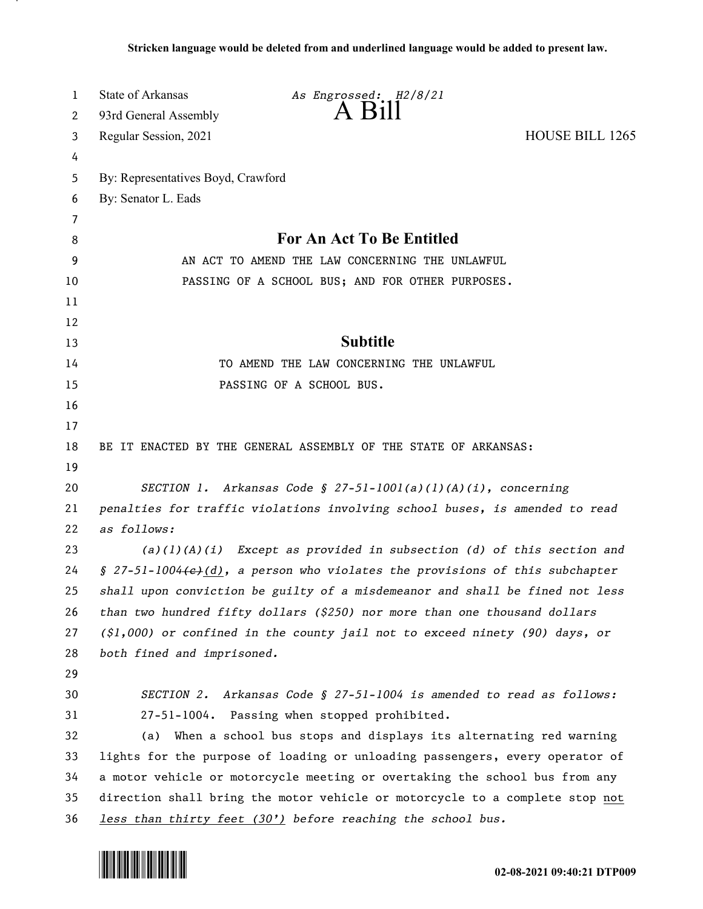Stricken language would be deleted from and underlined language would be added to present law.

State of Arkansas *As Engrossed: H2/8/21*
93rd General Assembly
Regular Session, 2021

# A Bill

HOUSE BILL 1265

By: Representatives Boyd, Crawford
By: Senator L. Eads

## For An Act To Be Entitled

AN ACT TO AMEND THE LAW CONCERNING THE UNLAWFUL PASSING OF A SCHOOL BUS; AND FOR OTHER PURPOSES.

## Subtitle

TO AMEND THE LAW CONCERNING THE UNLAWFUL PASSING OF A SCHOOL BUS.

BE IT ENACTED BY THE GENERAL ASSEMBLY OF THE STATE OF ARKANSAS:

*SECTION 1. Arkansas Code § 27-51-1001(a)(1)(A)(i), concerning penalties for traffic violations involving school buses, is amended to read as follows:*

*(a)(1)(A)(i) Except as provided in subsection (d) of this section and § 27-51-1004~~(c)~~<u>(d)</u>, a person who violates the provisions of this subchapter shall upon conviction be guilty of a misdemeanor and shall be fined not less than two hundred fifty dollars ($250) nor more than one thousand dollars ($1,000) or confined in the county jail not to exceed ninety (90) days, or both fined and imprisoned.*

*SECTION 2. Arkansas Code § 27-51-1004 is amended to read as follows:*

27-51-1004. Passing when stopped prohibited.

(a) When a school bus stops and displays its alternating red warning lights for the purpose of loading or unloading passengers, every operator of a motor vehicle or motorcycle meeting or overtaking the school bus from any direction shall bring the motor vehicle or motorcycle to a complete stop <u>not less than thirty feet (30')</u> before reaching the school bus.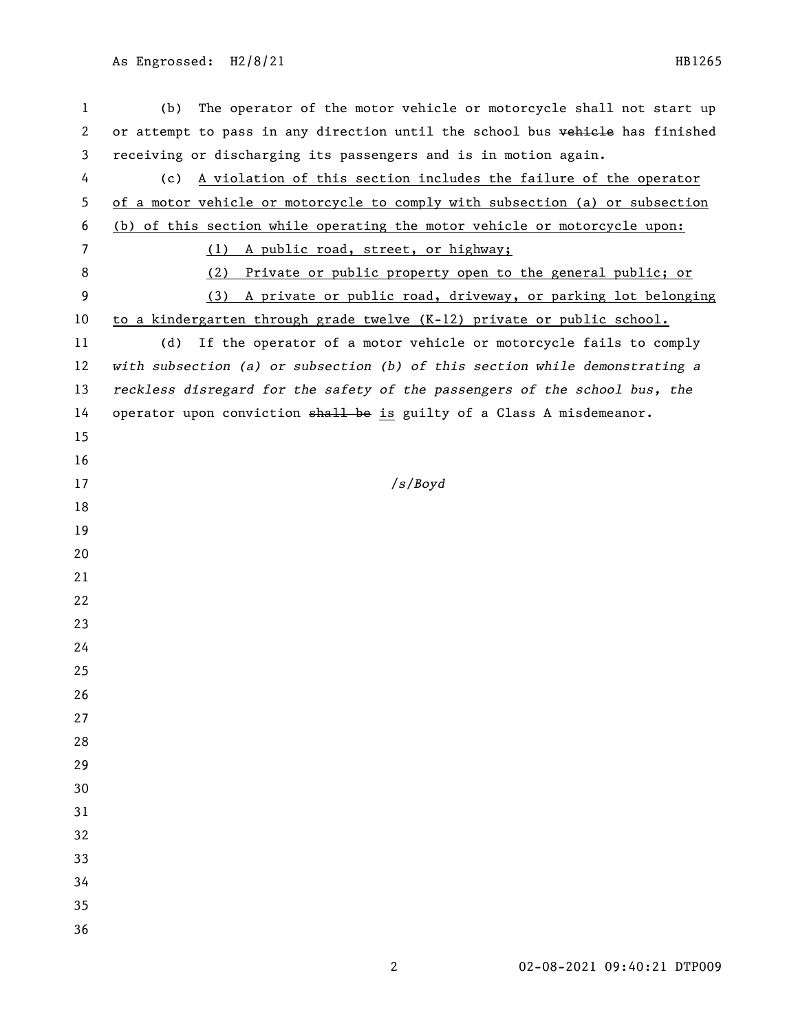(b) The operator of the motor vehicle or motorcycle shall not start up or attempt to pass in any direction until the school bus ~~vehicle~~ has finished receiving or discharging its passengers and is in motion again.

(c) <u>A violation of this section includes the failure of the operator of a motor vehicle or motorcycle to comply with subsection (a) or subsection (b) of this section while operating the motor vehicle or motorcycle upon:</u>

<u>(1) A public road, street, or highway;</u>

<u>(2) Private or public property open to the general public; or</u>

<u>(3) A private or public road, driveway, or parking lot belonging to a kindergarten through grade twelve (K-12) private or public school.</u>

(d) If the operator of a motor vehicle or motorcycle fails to comply *with subsection (a) or subsection (b) of this section while demonstrating a reckless disregard for the safety of the passengers of the school bus, the* operator upon conviction ~~shall be~~ <u>is</u> guilty of a Class A misdemeanor.

*/s/Boyd*